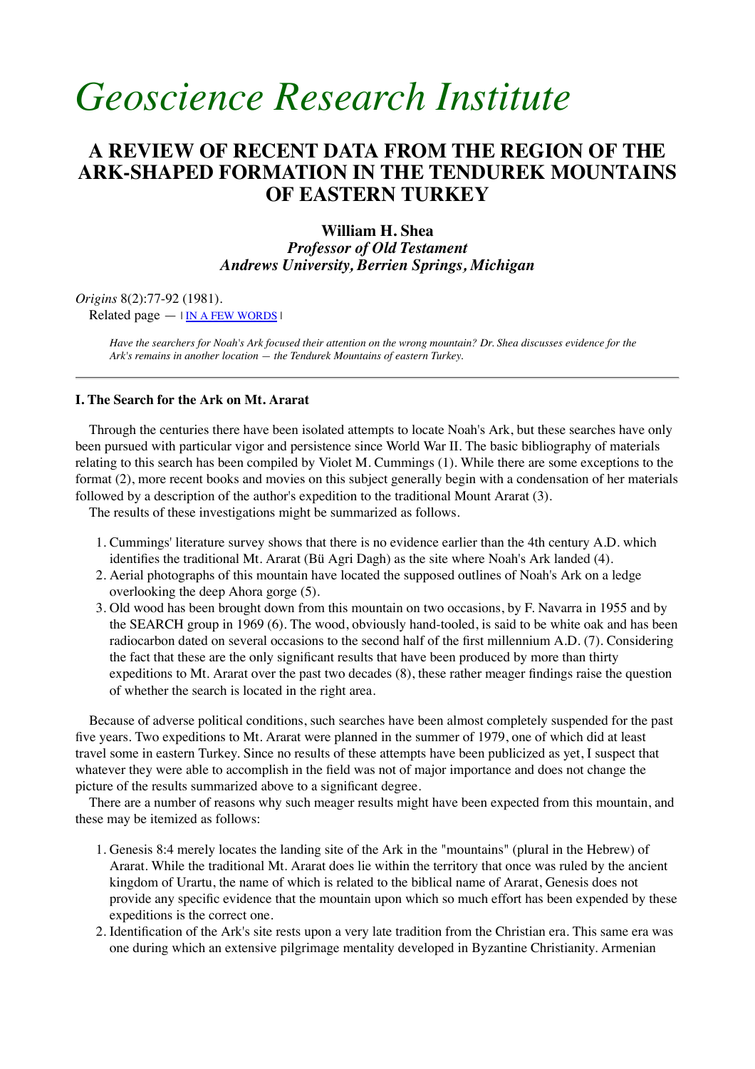# *Geoscience Research Institute*

## A REVIEW OF RECENT DATA FROM THE REGION OF THE ARK-SHAPED FORMATION IN THE TENDUREK MOUNTAINS OF EASTERN TURKEY

**William H. Shea**
***Professor of Old Testament***
***Andrews University, Berrien Springs, Michigan***

*Origins* 8(2):77-92 (1981).
Related page — | IN A FEW WORDS |

*Have the searchers for Noah's Ark focused their attention on the wrong mountain? Dr. Shea discusses evidence for the Ark's remains in another location — the Tendurek Mountains of eastern Turkey.*

---

**I. The Search for the Ark on Mt. Ararat**

Through the centuries there have been isolated attempts to locate Noah's Ark, but these searches have only been pursued with particular vigor and persistence since World War II. The basic bibliography of materials relating to this search has been compiled by Violet M. Cummings (1). While there are some exceptions to the format (2), more recent books and movies on this subject generally begin with a condensation of her materials followed by a description of the author's expedition to the traditional Mount Ararat (3).

The results of these investigations might be summarized as follows.

1. Cummings' literature survey shows that there is no evidence earlier than the 4th century A.D. which identifies the traditional Mt. Ararat (Bü Agri Dagh) as the site where Noah's Ark landed (4).
2. Aerial photographs of this mountain have located the supposed outlines of Noah's Ark on a ledge overlooking the deep Ahora gorge (5).
3. Old wood has been brought down from this mountain on two occasions, by F. Navarra in 1955 and by the SEARCH group in 1969 (6). The wood, obviously hand-tooled, is said to be white oak and has been radiocarbon dated on several occasions to the second half of the first millennium A.D. (7). Considering the fact that these are the only significant results that have been produced by more than thirty expeditions to Mt. Ararat over the past two decades (8), these rather meager findings raise the question of whether the search is located in the right area.

Because of adverse political conditions, such searches have been almost completely suspended for the past five years. Two expeditions to Mt. Ararat were planned in the summer of 1979, one of which did at least travel some in eastern Turkey. Since no results of these attempts have been publicized as yet, I suspect that whatever they were able to accomplish in the field was not of major importance and does not change the picture of the results summarized above to a significant degree.

There are a number of reasons why such meager results might have been expected from this mountain, and these may be itemized as follows:

1. Genesis 8:4 merely locates the landing site of the Ark in the "mountains" (plural in the Hebrew) of Ararat. While the traditional Mt. Ararat does lie within the territory that once was ruled by the ancient kingdom of Urartu, the name of which is related to the biblical name of Ararat, Genesis does not provide any specific evidence that the mountain upon which so much effort has been expended by these expeditions is the correct one.
2. Identification of the Ark's site rests upon a very late tradition from the Christian era. This same era was one during which an extensive pilgrimage mentality developed in Byzantine Christianity. Armenian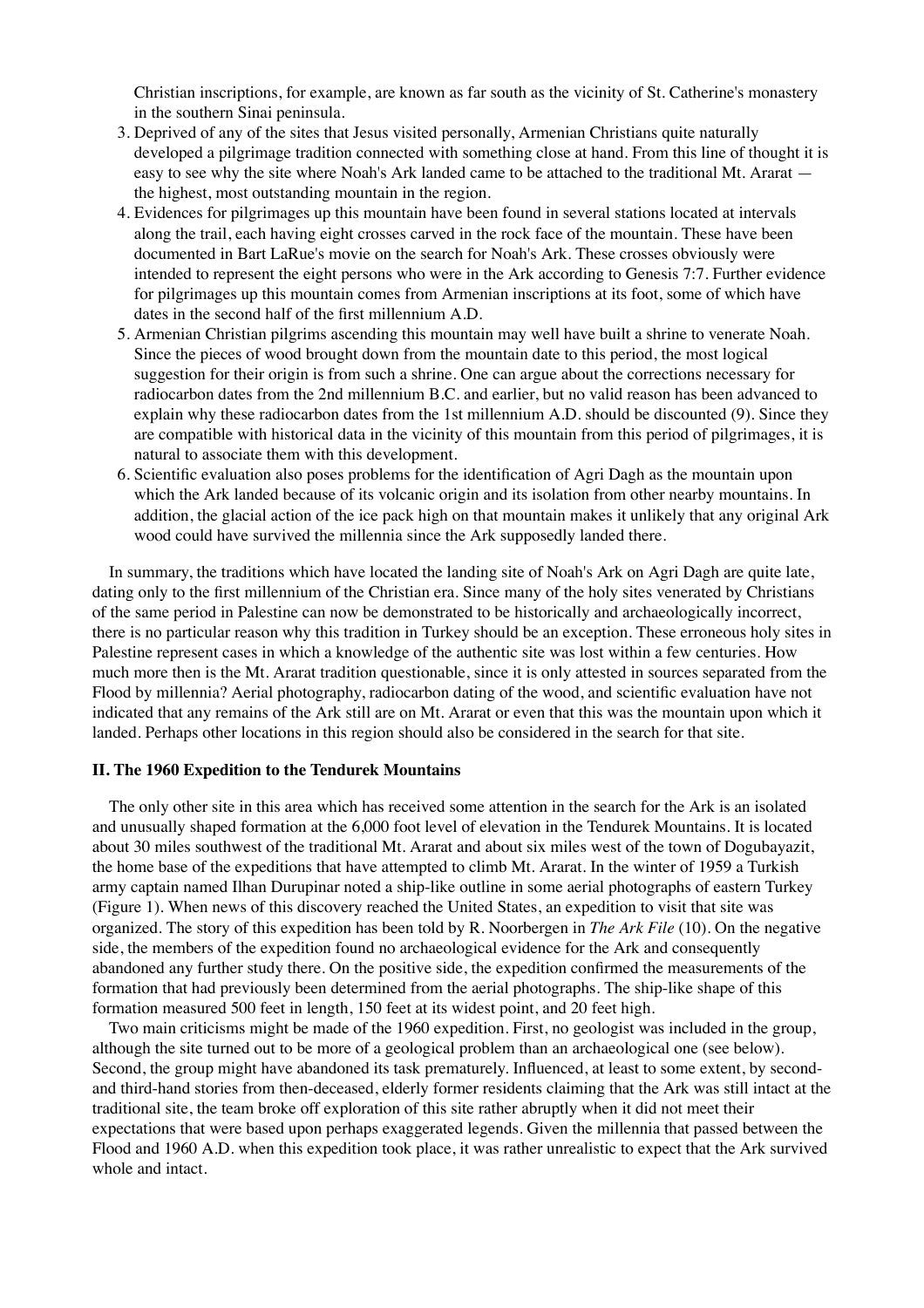Christian inscriptions, for example, are known as far south as the vicinity of St. Catherine's monastery in the southern Sinai peninsula.

3. Deprived of any of the sites that Jesus visited personally, Armenian Christians quite naturally developed a pilgrimage tradition connected with something close at hand. From this line of thought it is easy to see why the site where Noah's Ark landed came to be attached to the traditional Mt. Ararat — the highest, most outstanding mountain in the region.
4. Evidences for pilgrimages up this mountain have been found in several stations located at intervals along the trail, each having eight crosses carved in the rock face of the mountain. These have been documented in Bart LaRue's movie on the search for Noah's Ark. These crosses obviously were intended to represent the eight persons who were in the Ark according to Genesis 7:7. Further evidence for pilgrimages up this mountain comes from Armenian inscriptions at its foot, some of which have dates in the second half of the first millennium A.D.
5. Armenian Christian pilgrims ascending this mountain may well have built a shrine to venerate Noah. Since the pieces of wood brought down from the mountain date to this period, the most logical suggestion for their origin is from such a shrine. One can argue about the corrections necessary for radiocarbon dates from the 2nd millennium B.C. and earlier, but no valid reason has been advanced to explain why these radiocarbon dates from the 1st millennium A.D. should be discounted (9). Since they are compatible with historical data in the vicinity of this mountain from this period of pilgrimages, it is natural to associate them with this development.
6. Scientific evaluation also poses problems for the identification of Agri Dagh as the mountain upon which the Ark landed because of its volcanic origin and its isolation from other nearby mountains. In addition, the glacial action of the ice pack high on that mountain makes it unlikely that any original Ark wood could have survived the millennia since the Ark supposedly landed there.

In summary, the traditions which have located the landing site of Noah's Ark on Agri Dagh are quite late, dating only to the first millennium of the Christian era. Since many of the holy sites venerated by Christians of the same period in Palestine can now be demonstrated to be historically and archaeologically incorrect, there is no particular reason why this tradition in Turkey should be an exception. These erroneous holy sites in Palestine represent cases in which a knowledge of the authentic site was lost within a few centuries. How much more then is the Mt. Ararat tradition questionable, since it is only attested in sources separated from the Flood by millennia? Aerial photography, radiocarbon dating of the wood, and scientific evaluation have not indicated that any remains of the Ark still are on Mt. Ararat or even that this was the mountain upon which it landed. Perhaps other locations in this region should also be considered in the search for that site.

### II. The 1960 Expedition to the Tendurek Mountains

The only other site in this area which has received some attention in the search for the Ark is an isolated and unusually shaped formation at the 6,000 foot level of elevation in the Tendurek Mountains. It is located about 30 miles southwest of the traditional Mt. Ararat and about six miles west of the town of Dogubayazit, the home base of the expeditions that have attempted to climb Mt. Ararat. In the winter of 1959 a Turkish army captain named Ilhan Durupinar noted a ship-like outline in some aerial photographs of eastern Turkey (Figure 1). When news of this discovery reached the United States, an expedition to visit that site was organized. The story of this expedition has been told by R. Noorbergen in *The Ark File* (10). On the negative side, the members of the expedition found no archaeological evidence for the Ark and consequently abandoned any further study there. On the positive side, the expedition confirmed the measurements of the formation that had previously been determined from the aerial photographs. The ship-like shape of this formation measured 500 feet in length, 150 feet at its widest point, and 20 feet high.

Two main criticisms might be made of the 1960 expedition. First, no geologist was included in the group, although the site turned out to be more of a geological problem than an archaeological one (see below). Second, the group might have abandoned its task prematurely. Influenced, at least to some extent, by second- and third-hand stories from then-deceased, elderly former residents claiming that the Ark was still intact at the traditional site, the team broke off exploration of this site rather abruptly when it did not meet their expectations that were based upon perhaps exaggerated legends. Given the millennia that passed between the Flood and 1960 A.D. when this expedition took place, it was rather unrealistic to expect that the Ark survived whole and intact.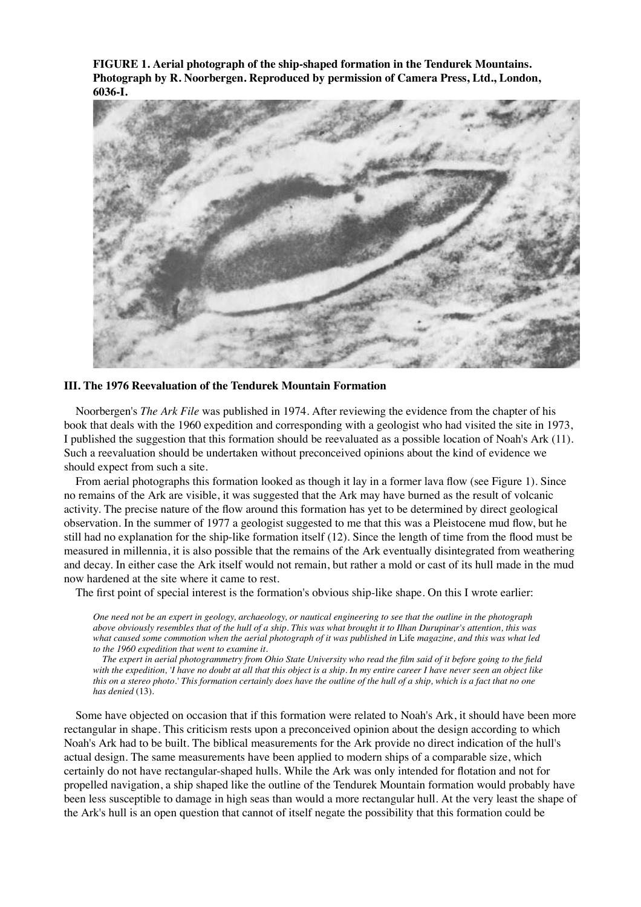**FIGURE 1. Aerial photograph of the ship-shaped formation in the Tendurek Mountains. Photograph by R. Noorbergen. Reproduced by permission of Camera Press, Ltd., London, 6036-I.**

### III. The 1976 Reevaluation of the Tendurek Mountain Formation

Noorbergen's *The Ark File* was published in 1974. After reviewing the evidence from the chapter of his book that deals with the 1960 expedition and corresponding with a geologist who had visited the site in 1973, I published the suggestion that this formation should be reevaluated as a possible location of Noah's Ark (11). Such a reevaluation should be undertaken without preconceived opinions about the kind of evidence we should expect from such a site.

From aerial photographs this formation looked as though it lay in a former lava flow (see Figure 1). Since no remains of the Ark are visible, it was suggested that the Ark may have burned as the result of volcanic activity. The precise nature of the flow around this formation has yet to be determined by direct geological observation. In the summer of 1977 a geologist suggested to me that this was a Pleistocene mud flow, but he still had no explanation for the ship-like formation itself (12). Since the length of time from the flood must be measured in millennia, it is also possible that the remains of the Ark eventually disintegrated from weathering and decay. In either case the Ark itself would not remain, but rather a mold or cast of its hull made in the mud now hardened at the site where it came to rest.

The first point of special interest is the formation's obvious ship-like shape. On this I wrote earlier:

> *One need not be an expert in geology, archaeology, or nautical engineering to see that the outline in the photograph above obviously resembles that of the hull of a ship. This was what brought it to Ilhan Durupinar's attention, this was what caused some commotion when the aerial photograph of it was published in* Life *magazine, and this was what led to the 1960 expedition that went to examine it.*
>
> *The expert in aerial photogrammetry from Ohio State University who read the film said of it before going to the field with the expedition, 'I have no doubt at all that this object is a ship. In my entire career I have never seen an object like this on a stereo photo.' This formation certainly does have the outline of the hull of a ship, which is a fact that no one has denied* (13).

Some have objected on occasion that if this formation were related to Noah's Ark, it should have been more rectangular in shape. This criticism rests upon a preconceived opinion about the design according to which Noah's Ark had to be built. The biblical measurements for the Ark provide no direct indication of the hull's actual design. The same measurements have been applied to modern ships of a comparable size, which certainly do not have rectangular-shaped hulls. While the Ark was only intended for flotation and not for propelled navigation, a ship shaped like the outline of the Tendurek Mountain formation would probably have been less susceptible to damage in high seas than would a more rectangular hull. At the very least the shape of the Ark's hull is an open question that cannot of itself negate the possibility that this formation could be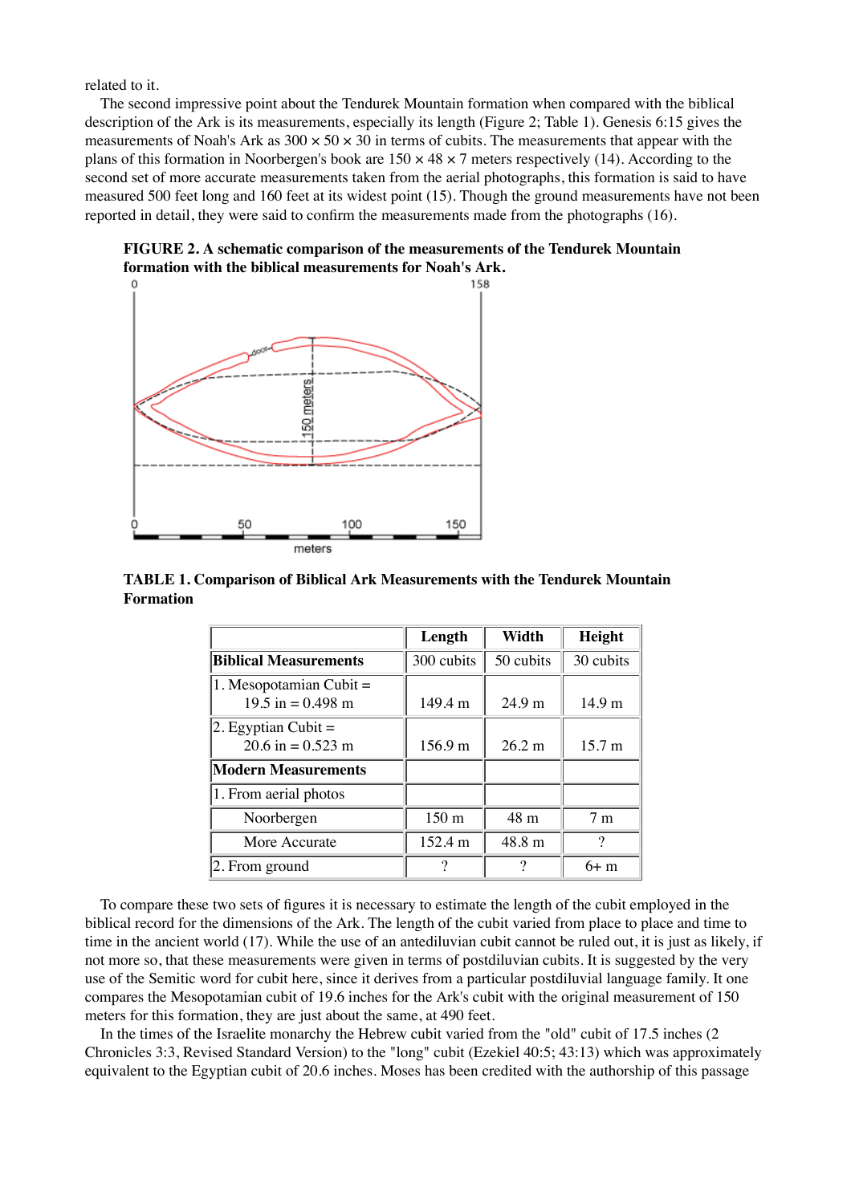related to it.

The second impressive point about the Tendurek Mountain formation when compared with the biblical description of the Ark is its measurements, especially its length (Figure 2; Table 1). Genesis 6:15 gives the measurements of Noah's Ark as 300 × 50 × 30 in terms of cubits. The measurements that appear with the plans of this formation in Noorbergen's book are 150 × 48 × 7 meters respectively (14). According to the second set of more accurate measurements taken from the aerial photographs, this formation is said to have measured 500 feet long and 160 feet at its widest point (15). Though the ground measurements have not been reported in detail, they were said to confirm the measurements made from the photographs (16).

**FIGURE 2. A schematic comparison of the measurements of the Tendurek Mountain formation with the biblical measurements for Noah's Ark.**

**TABLE 1. Comparison of Biblical Ark Measurements with the Tendurek Mountain Formation**

| | Length | Width | Height |
|---|---|---|---|
| **Biblical Measurements** | 300 cubits | 50 cubits | 30 cubits |
| 1. Mesopotamian Cubit = 19.5 in = 0.498 m | 149.4 m | 24.9 m | 14.9 m |
| 2. Egyptian Cubit = 20.6 in = 0.523 m | 156.9 m | 26.2 m | 15.7 m |
| **Modern Measurements** | | | |
| 1. From aerial photos | | | |
| Noorbergen | 150 m | 48 m | 7 m |
| More Accurate | 152.4 m | 48.8 m | ? |
| 2. From ground | ? | ? | 6+ m |

To compare these two sets of figures it is necessary to estimate the length of the cubit employed in the biblical record for the dimensions of the Ark. The length of the cubit varied from place to place and time to time in the ancient world (17). While the use of an antediluvian cubit cannot be ruled out, it is just as likely, if not more so, that these measurements were given in terms of postdiluvian cubits. It is suggested by the very use of the Semitic word for cubit here, since it derives from a particular postdiluvial language family. It one compares the Mesopotamian cubit of 19.6 inches for the Ark's cubit with the original measurement of 150 meters for this formation, they are just about the same, at 490 feet.

In the times of the Israelite monarchy the Hebrew cubit varied from the "old" cubit of 17.5 inches (2 Chronicles 3:3, Revised Standard Version) to the "long" cubit (Ezekiel 40:5; 43:13) which was approximately equivalent to the Egyptian cubit of 20.6 inches. Moses has been credited with the authorship of this passage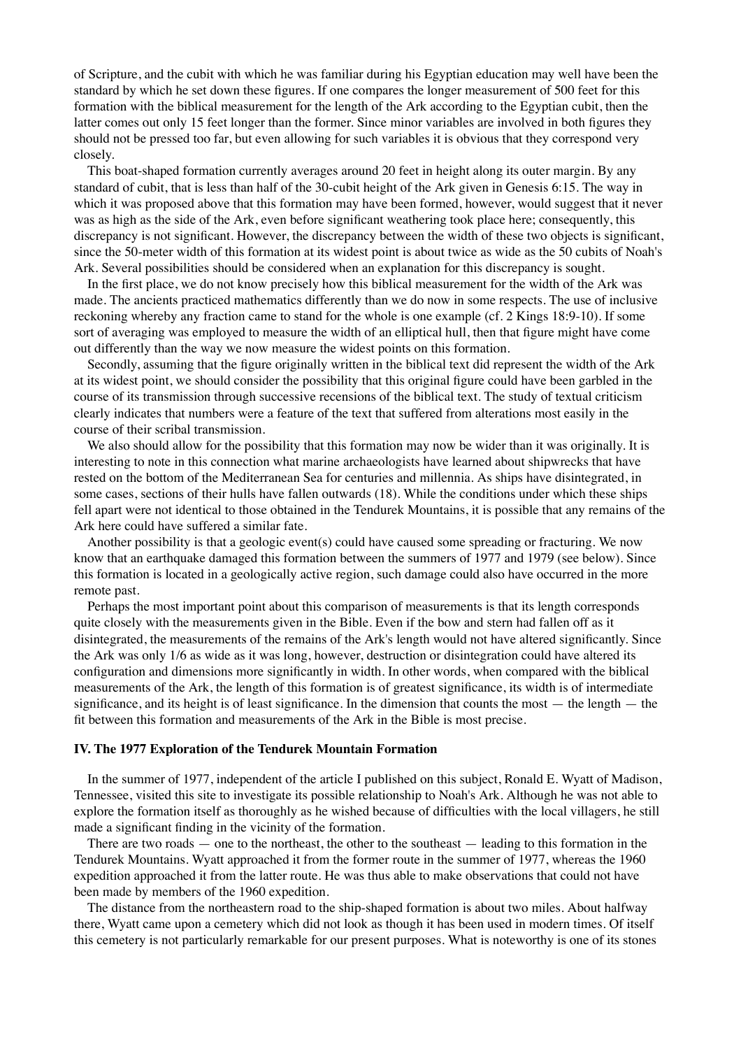of Scripture, and the cubit with which he was familiar during his Egyptian education may well have been the standard by which he set down these figures. If one compares the longer measurement of 500 feet for this formation with the biblical measurement for the length of the Ark according to the Egyptian cubit, then the latter comes out only 15 feet longer than the former. Since minor variables are involved in both figures they should not be pressed too far, but even allowing for such variables it is obvious that they correspond very closely.

This boat-shaped formation currently averages around 20 feet in height along its outer margin. By any standard of cubit, that is less than half of the 30-cubit height of the Ark given in Genesis 6:15. The way in which it was proposed above that this formation may have been formed, however, would suggest that it never was as high as the side of the Ark, even before significant weathering took place here; consequently, this discrepancy is not significant. However, the discrepancy between the width of these two objects is significant, since the 50-meter width of this formation at its widest point is about twice as wide as the 50 cubits of Noah's Ark. Several possibilities should be considered when an explanation for this discrepancy is sought.

In the first place, we do not know precisely how this biblical measurement for the width of the Ark was made. The ancients practiced mathematics differently than we do now in some respects. The use of inclusive reckoning whereby any fraction came to stand for the whole is one example (cf. 2 Kings 18:9-10). If some sort of averaging was employed to measure the width of an elliptical hull, then that figure might have come out differently than the way we now measure the widest points on this formation.

Secondly, assuming that the figure originally written in the biblical text did represent the width of the Ark at its widest point, we should consider the possibility that this original figure could have been garbled in the course of its transmission through successive recensions of the biblical text. The study of textual criticism clearly indicates that numbers were a feature of the text that suffered from alterations most easily in the course of their scribal transmission.

We also should allow for the possibility that this formation may now be wider than it was originally. It is interesting to note in this connection what marine archaeologists have learned about shipwrecks that have rested on the bottom of the Mediterranean Sea for centuries and millennia. As ships have disintegrated, in some cases, sections of their hulls have fallen outwards (18). While the conditions under which these ships fell apart were not identical to those obtained in the Tendurek Mountains, it is possible that any remains of the Ark here could have suffered a similar fate.

Another possibility is that a geologic event(s) could have caused some spreading or fracturing. We now know that an earthquake damaged this formation between the summers of 1977 and 1979 (see below). Since this formation is located in a geologically active region, such damage could also have occurred in the more remote past.

Perhaps the most important point about this comparison of measurements is that its length corresponds quite closely with the measurements given in the Bible. Even if the bow and stern had fallen off as it disintegrated, the measurements of the remains of the Ark's length would not have altered significantly. Since the Ark was only 1/6 as wide as it was long, however, destruction or disintegration could have altered its configuration and dimensions more significantly in width. In other words, when compared with the biblical measurements of the Ark, the length of this formation is of greatest significance, its width is of intermediate significance, and its height is of least significance. In the dimension that counts the most — the length — the fit between this formation and measurements of the Ark in the Bible is most precise.

**IV. The 1977 Exploration of the Tendurek Mountain Formation**

In the summer of 1977, independent of the article I published on this subject, Ronald E. Wyatt of Madison, Tennessee, visited this site to investigate its possible relationship to Noah's Ark. Although he was not able to explore the formation itself as thoroughly as he wished because of difficulties with the local villagers, he still made a significant finding in the vicinity of the formation.

There are two roads — one to the northeast, the other to the southeast — leading to this formation in the Tendurek Mountains. Wyatt approached it from the former route in the summer of 1977, whereas the 1960 expedition approached it from the latter route. He was thus able to make observations that could not have been made by members of the 1960 expedition.

The distance from the northeastern road to the ship-shaped formation is about two miles. About halfway there, Wyatt came upon a cemetery which did not look as though it has been used in modern times. Of itself this cemetery is not particularly remarkable for our present purposes. What is noteworthy is one of its stones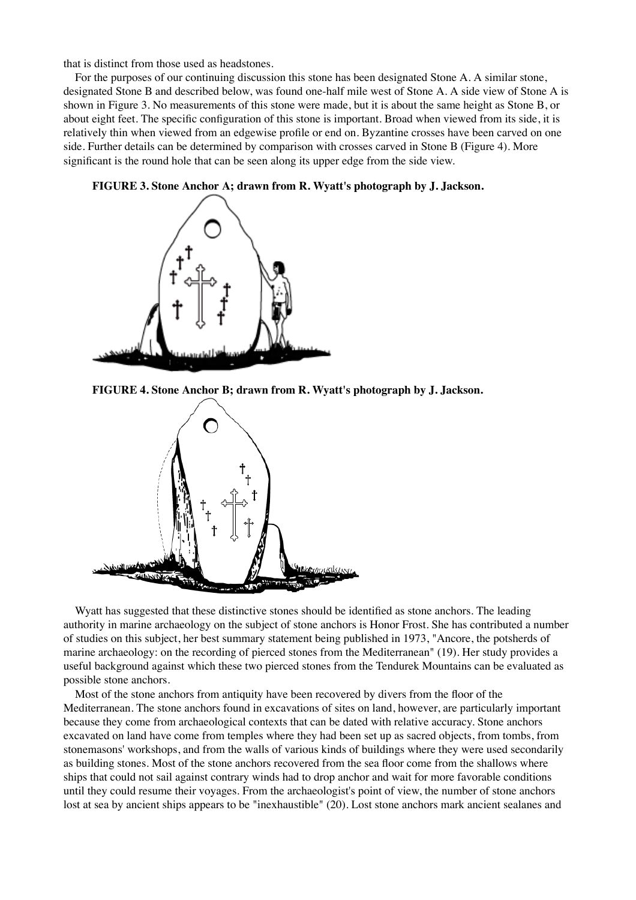that is distinct from those used as headstones.

For the purposes of our continuing discussion this stone has been designated Stone A. A similar stone, designated Stone B and described below, was found one-half mile west of Stone A. A side view of Stone A is shown in Figure 3. No measurements of this stone were made, but it is about the same height as Stone B, or about eight feet. The specific configuration of this stone is important. Broad when viewed from its side, it is relatively thin when viewed from an edgewise profile or end on. Byzantine crosses have been carved on one side. Further details can be determined by comparison with crosses carved in Stone B (Figure 4). More significant is the round hole that can be seen along its upper edge from the side view.

**FIGURE 3. Stone Anchor A; drawn from R. Wyatt's photograph by J. Jackson.**

**FIGURE 4. Stone Anchor B; drawn from R. Wyatt's photograph by J. Jackson.**

Wyatt has suggested that these distinctive stones should be identified as stone anchors. The leading authority in marine archaeology on the subject of stone anchors is Honor Frost. She has contributed a number of studies on this subject, her best summary statement being published in 1973, "Ancore, the potsherds of marine archaeology: on the recording of pierced stones from the Mediterranean" (19). Her study provides a useful background against which these two pierced stones from the Tendurek Mountains can be evaluated as possible stone anchors.

Most of the stone anchors from antiquity have been recovered by divers from the floor of the Mediterranean. The stone anchors found in excavations of sites on land, however, are particularly important because they come from archaeological contexts that can be dated with relative accuracy. Stone anchors excavated on land have come from temples where they had been set up as sacred objects, from tombs, from stonemasons' workshops, and from the walls of various kinds of buildings where they were used secondarily as building stones. Most of the stone anchors recovered from the sea floor come from the shallows where ships that could not sail against contrary winds had to drop anchor and wait for more favorable conditions until they could resume their voyages. From the archaeologist's point of view, the number of stone anchors lost at sea by ancient ships appears to be "inexhaustible" (20). Lost stone anchors mark ancient sealanes and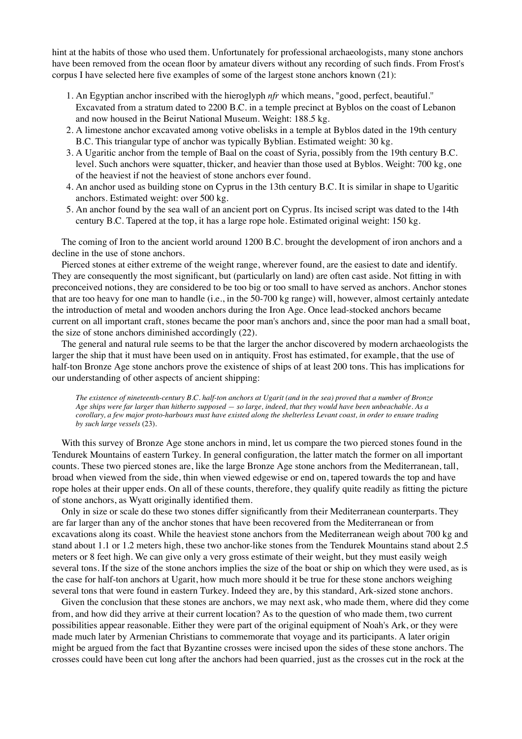hint at the habits of those who used them. Unfortunately for professional archaeologists, many stone anchors have been removed from the ocean floor by amateur divers without any recording of such finds. From Frost's corpus I have selected here five examples of some of the largest stone anchors known (21):

1. An Egyptian anchor inscribed with the hieroglyph *nfr* which means, "good, perfect, beautiful." Excavated from a stratum dated to 2200 B.C. in a temple precinct at Byblos on the coast of Lebanon and now housed in the Beirut National Museum. Weight: 188.5 kg.
2. A limestone anchor excavated among votive obelisks in a temple at Byblos dated in the 19th century B.C. This triangular type of anchor was typically Byblian. Estimated weight: 30 kg.
3. A Ugaritic anchor from the temple of Baal on the coast of Syria, possibly from the 19th century B.C. level. Such anchors were squatter, thicker, and heavier than those used at Byblos. Weight: 700 kg, one of the heaviest if not the heaviest of stone anchors ever found.
4. An anchor used as building stone on Cyprus in the 13th century B.C. It is similar in shape to Ugaritic anchors. Estimated weight: over 500 kg.
5. An anchor found by the sea wall of an ancient port on Cyprus. Its incised script was dated to the 14th century B.C. Tapered at the top, it has a large rope hole. Estimated original weight: 150 kg.

The coming of Iron to the ancient world around 1200 B.C. brought the development of iron anchors and a decline in the use of stone anchors.

Pierced stones at either extreme of the weight range, wherever found, are the easiest to date and identify. They are consequently the most significant, but (particularly on land) are often cast aside. Not fitting in with preconceived notions, they are considered to be too big or too small to have served as anchors. Anchor stones that are too heavy for one man to handle (i.e., in the 50-700 kg range) will, however, almost certainly antedate the introduction of metal and wooden anchors during the Iron Age. Once lead-stocked anchors became current on all important craft, stones became the poor man's anchors and, since the poor man had a small boat, the size of stone anchors diminished accordingly (22).

The general and natural rule seems to be that the larger the anchor discovered by modern archaeologists the larger the ship that it must have been used on in antiquity. Frost has estimated, for example, that the use of half-ton Bronze Age stone anchors prove the existence of ships of at least 200 tons. This has implications for our understanding of other aspects of ancient shipping:

> *The existence of nineteenth-century B.C. half-ton anchors at Ugarit (and in the sea) proved that a number of Bronze Age ships were far larger than hitherto supposed — so large, indeed, that they would have been unbeachable. As a corollary, a few major proto-harbours must have existed along the shelterless Levant coast, in order to ensure trading by such large vessels* (23).

With this survey of Bronze Age stone anchors in mind, let us compare the two pierced stones found in the Tendurek Mountains of eastern Turkey. In general configuration, the latter match the former on all important counts. These two pierced stones are, like the large Bronze Age stone anchors from the Mediterranean, tall, broad when viewed from the side, thin when viewed edgewise or end on, tapered towards the top and have rope holes at their upper ends. On all of these counts, therefore, they qualify quite readily as fitting the picture of stone anchors, as Wyatt originally identified them.

Only in size or scale do these two stones differ significantly from their Mediterranean counterparts. They are far larger than any of the anchor stones that have been recovered from the Mediterranean or from excavations along its coast. While the heaviest stone anchors from the Mediterranean weigh about 700 kg and stand about 1.1 or 1.2 meters high, these two anchor-like stones from the Tendurek Mountains stand about 2.5 meters or 8 feet high. We can give only a very gross estimate of their weight, but they must easily weigh several tons. If the size of the stone anchors implies the size of the boat or ship on which they were used, as is the case for half-ton anchors at Ugarit, how much more should it be true for these stone anchors weighing several tons that were found in eastern Turkey. Indeed they are, by this standard, Ark-sized stone anchors.

Given the conclusion that these stones are anchors, we may next ask, who made them, where did they come from, and how did they arrive at their current location? As to the question of who made them, two current possibilities appear reasonable. Either they were part of the original equipment of Noah's Ark, or they were made much later by Armenian Christians to commemorate that voyage and its participants. A later origin might be argued from the fact that Byzantine crosses were incised upon the sides of these stone anchors. The crosses could have been cut long after the anchors had been quarried, just as the crosses cut in the rock at the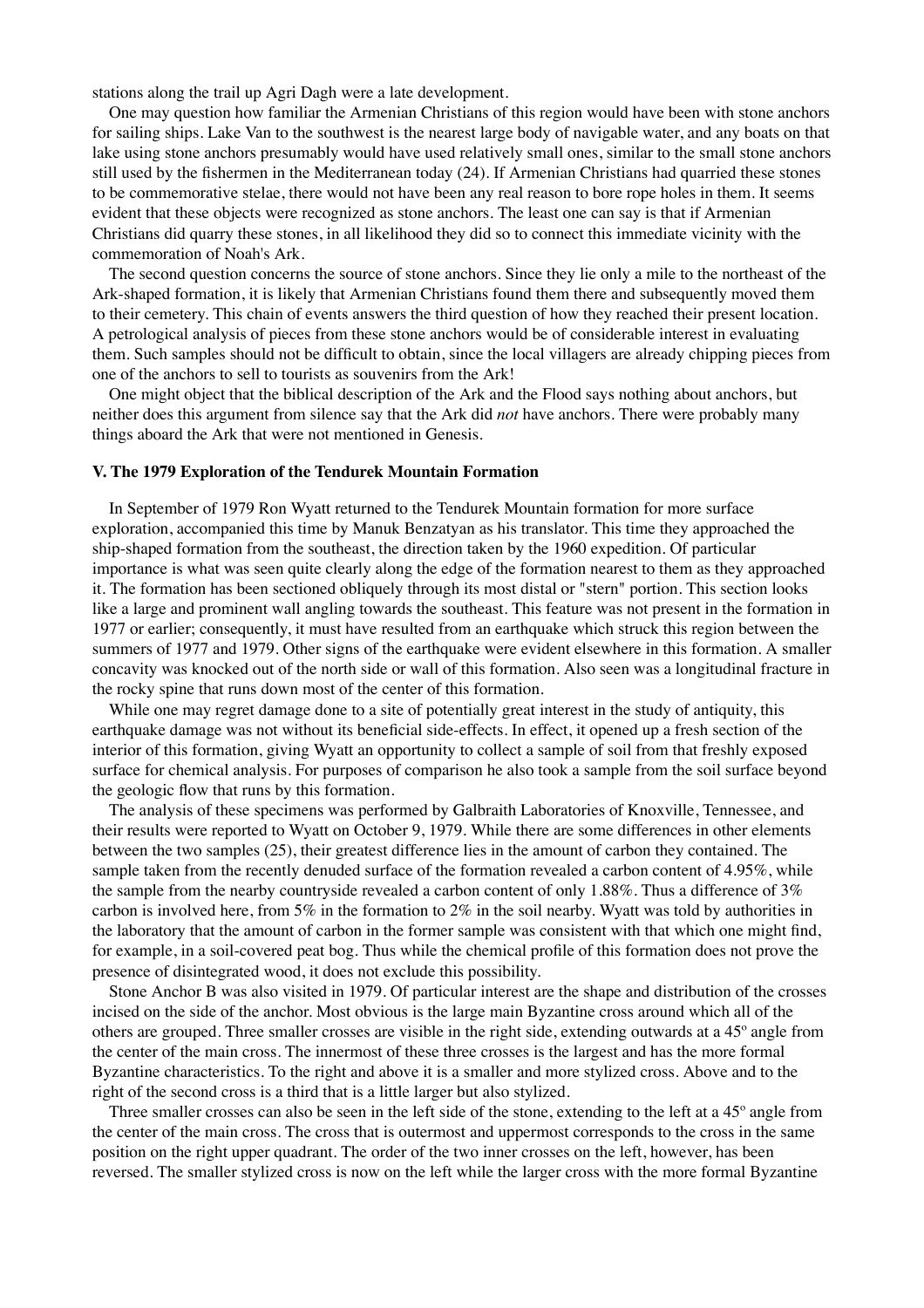stations along the trail up Agri Dagh were a late development.

One may question how familiar the Armenian Christians of this region would have been with stone anchors for sailing ships. Lake Van to the southwest is the nearest large body of navigable water, and any boats on that lake using stone anchors presumably would have used relatively small ones, similar to the small stone anchors still used by the fishermen in the Mediterranean today (24). If Armenian Christians had quarried these stones to be commemorative stelae, there would not have been any real reason to bore rope holes in them. It seems evident that these objects were recognized as stone anchors. The least one can say is that if Armenian Christians did quarry these stones, in all likelihood they did so to connect this immediate vicinity with the commemoration of Noah's Ark.

The second question concerns the source of stone anchors. Since they lie only a mile to the northeast of the Ark-shaped formation, it is likely that Armenian Christians found them there and subsequently moved them to their cemetery. This chain of events answers the third question of how they reached their present location. A petrological analysis of pieces from these stone anchors would be of considerable interest in evaluating them. Such samples should not be difficult to obtain, since the local villagers are already chipping pieces from one of the anchors to sell to tourists as souvenirs from the Ark!

One might object that the biblical description of the Ark and the Flood says nothing about anchors, but neither does this argument from silence say that the Ark did *not* have anchors. There were probably many things aboard the Ark that were not mentioned in Genesis.

### V. The 1979 Exploration of the Tendurek Mountain Formation

In September of 1979 Ron Wyatt returned to the Tendurek Mountain formation for more surface exploration, accompanied this time by Manuk Benzatyan as his translator. This time they approached the ship-shaped formation from the southeast, the direction taken by the 1960 expedition. Of particular importance is what was seen quite clearly along the edge of the formation nearest to them as they approached it. The formation has been sectioned obliquely through its most distal or "stern" portion. This section looks like a large and prominent wall angling towards the southeast. This feature was not present in the formation in 1977 or earlier; consequently, it must have resulted from an earthquake which struck this region between the summers of 1977 and 1979. Other signs of the earthquake were evident elsewhere in this formation. A smaller concavity was knocked out of the north side or wall of this formation. Also seen was a longitudinal fracture in the rocky spine that runs down most of the center of this formation.

While one may regret damage done to a site of potentially great interest in the study of antiquity, this earthquake damage was not without its beneficial side-effects. In effect, it opened up a fresh section of the interior of this formation, giving Wyatt an opportunity to collect a sample of soil from that freshly exposed surface for chemical analysis. For purposes of comparison he also took a sample from the soil surface beyond the geologic flow that runs by this formation.

The analysis of these specimens was performed by Galbraith Laboratories of Knoxville, Tennessee, and their results were reported to Wyatt on October 9, 1979. While there are some differences in other elements between the two samples (25), their greatest difference lies in the amount of carbon they contained. The sample taken from the recently denuded surface of the formation revealed a carbon content of 4.95%, while the sample from the nearby countryside revealed a carbon content of only 1.88%. Thus a difference of 3% carbon is involved here, from 5% in the formation to 2% in the soil nearby. Wyatt was told by authorities in the laboratory that the amount of carbon in the former sample was consistent with that which one might find, for example, in a soil-covered peat bog. Thus while the chemical profile of this formation does not prove the presence of disintegrated wood, it does not exclude this possibility.

Stone Anchor B was also visited in 1979. Of particular interest are the shape and distribution of the crosses incised on the side of the anchor. Most obvious is the large main Byzantine cross around which all of the others are grouped. Three smaller crosses are visible in the right side, extending outwards at a 45º angle from the center of the main cross. The innermost of these three crosses is the largest and has the more formal Byzantine characteristics. To the right and above it is a smaller and more stylized cross. Above and to the right of the second cross is a third that is a little larger but also stylized.

Three smaller crosses can also be seen in the left side of the stone, extending to the left at a 45º angle from the center of the main cross. The cross that is outermost and uppermost corresponds to the cross in the same position on the right upper quadrant. The order of the two inner crosses on the left, however, has been reversed. The smaller stylized cross is now on the left while the larger cross with the more formal Byzantine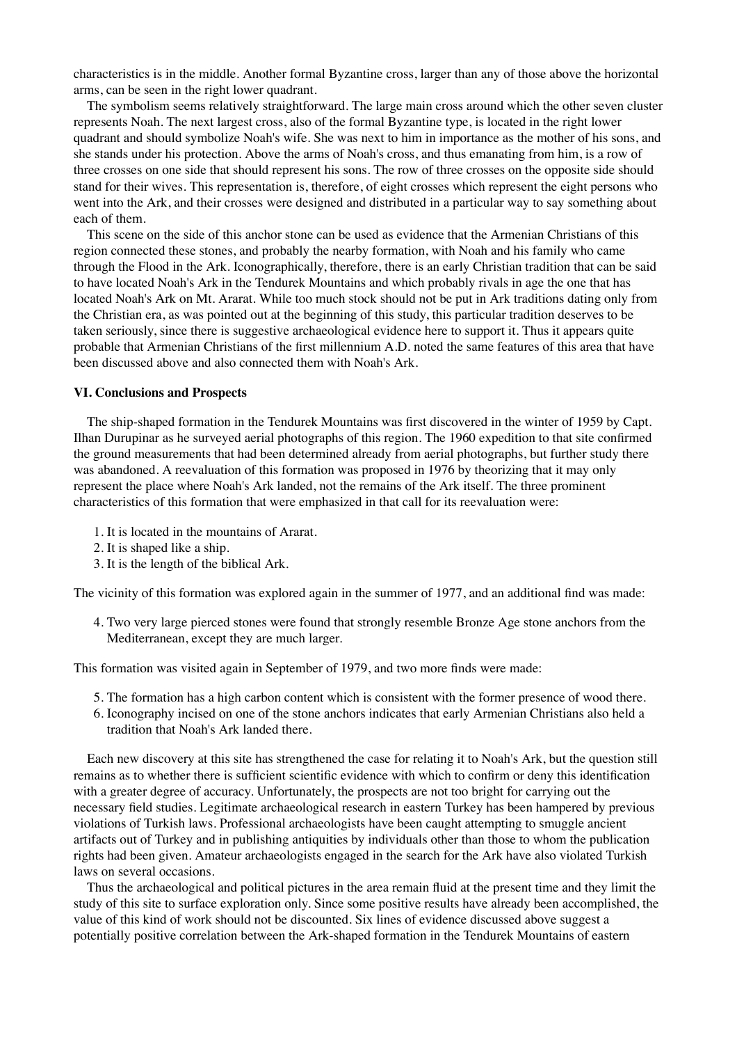characteristics is in the middle. Another formal Byzantine cross, larger than any of those above the horizontal arms, can be seen in the right lower quadrant.

The symbolism seems relatively straightforward. The large main cross around which the other seven cluster represents Noah. The next largest cross, also of the formal Byzantine type, is located in the right lower quadrant and should symbolize Noah's wife. She was next to him in importance as the mother of his sons, and she stands under his protection. Above the arms of Noah's cross, and thus emanating from him, is a row of three crosses on one side that should represent his sons. The row of three crosses on the opposite side should stand for their wives. This representation is, therefore, of eight crosses which represent the eight persons who went into the Ark, and their crosses were designed and distributed in a particular way to say something about each of them.

This scene on the side of this anchor stone can be used as evidence that the Armenian Christians of this region connected these stones, and probably the nearby formation, with Noah and his family who came through the Flood in the Ark. Iconographically, therefore, there is an early Christian tradition that can be said to have located Noah's Ark in the Tendurek Mountains and which probably rivals in age the one that has located Noah's Ark on Mt. Ararat. While too much stock should not be put in Ark traditions dating only from the Christian era, as was pointed out at the beginning of this study, this particular tradition deserves to be taken seriously, since there is suggestive archaeological evidence here to support it. Thus it appears quite probable that Armenian Christians of the first millennium A.D. noted the same features of this area that have been discussed above and also connected them with Noah's Ark.

**VI. Conclusions and Prospects**

The ship-shaped formation in the Tendurek Mountains was first discovered in the winter of 1959 by Capt. Ilhan Durupinar as he surveyed aerial photographs of this region. The 1960 expedition to that site confirmed the ground measurements that had been determined already from aerial photographs, but further study there was abandoned. A reevaluation of this formation was proposed in 1976 by theorizing that it may only represent the place where Noah's Ark landed, not the remains of the Ark itself. The three prominent characteristics of this formation that were emphasized in that call for its reevaluation were:

1. It is located in the mountains of Ararat.
2. It is shaped like a ship.
3. It is the length of the biblical Ark.

The vicinity of this formation was explored again in the summer of 1977, and an additional find was made:

4. Two very large pierced stones were found that strongly resemble Bronze Age stone anchors from the Mediterranean, except they are much larger.

This formation was visited again in September of 1979, and two more finds were made:

5. The formation has a high carbon content which is consistent with the former presence of wood there.
6. Iconography incised on one of the stone anchors indicates that early Armenian Christians also held a tradition that Noah's Ark landed there.

Each new discovery at this site has strengthened the case for relating it to Noah's Ark, but the question still remains as to whether there is sufficient scientific evidence with which to confirm or deny this identification with a greater degree of accuracy. Unfortunately, the prospects are not too bright for carrying out the necessary field studies. Legitimate archaeological research in eastern Turkey has been hampered by previous violations of Turkish laws. Professional archaeologists have been caught attempting to smuggle ancient artifacts out of Turkey and in publishing antiquities by individuals other than those to whom the publication rights had been given. Amateur archaeologists engaged in the search for the Ark have also violated Turkish laws on several occasions.

Thus the archaeological and political pictures in the area remain fluid at the present time and they limit the study of this site to surface exploration only. Since some positive results have already been accomplished, the value of this kind of work should not be discounted. Six lines of evidence discussed above suggest a potentially positive correlation between the Ark-shaped formation in the Tendurek Mountains of eastern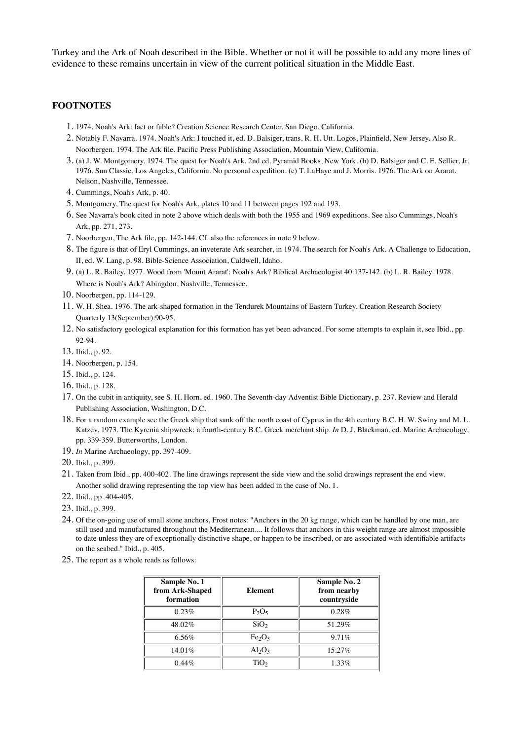Turkey and the Ark of Noah described in the Bible. Whether or not it will be possible to add any more lines of evidence to these remains uncertain in view of the current political situation in the Middle East.

## FOOTNOTES

1. 1974. Noah's Ark: fact or fable? Creation Science Research Center, San Diego, California.
2. Notably F. Navarra. 1974. Noah's Ark: I touched it, ed. D. Balsiger, trans. R. H. Utt. Logos, Plainfield, New Jersey. Also R. Noorbergen. 1974. The Ark file. Pacific Press Publishing Association, Mountain View, California.
3. (a) J. W. Montgomery. 1974. The quest for Noah's Ark. 2nd ed. Pyramid Books, New York. (b) D. Balsiger and C. E. Sellier, Jr. 1976. Sun Classic, Los Angeles, California. No personal expedition. (c) T. LaHaye and J. Morris. 1976. The Ark on Ararat. Nelson, Nashville, Tennessee.
4. Cummings, Noah's Ark, p. 40.
5. Montgomery, The quest for Noah's Ark, plates 10 and 11 between pages 192 and 193.
6. See Navarra's book cited in note 2 above which deals with both the 1955 and 1969 expeditions. See also Cummings, Noah's Ark, pp. 271, 273.
7. Noorbergen, The Ark file, pp. 142-144. Cf. also the references in note 9 below.
8. The figure is that of Eryl Cummings, an inveterate Ark searcher, in 1974. The search for Noah's Ark. A Challenge to Education, II, ed. W. Lang, p. 98. Bible-Science Association, Caldwell, Idaho.
9. (a) L. R. Bailey. 1977. Wood from 'Mount Ararat': Noah's Ark? Biblical Archaeologist 40:137-142. (b) L. R. Bailey. 1978. Where is Noah's Ark? Abingdon, Nashville, Tennessee.
10. Noorbergen, pp. 114-129.
11. W. H. Shea. 1976. The ark-shaped formation in the Tendurek Mountains of Eastern Turkey. Creation Research Society Quarterly 13(September):90-95.
12. No satisfactory geological explanation for this formation has yet been advanced. For some attempts to explain it, see Ibid., pp. 92-94.
13. Ibid., p. 92.
14. Noorbergen, p. 154.
15. Ibid., p. 124.
16. Ibid., p. 128.
17. On the cubit in antiquity, see S. H. Horn, ed. 1960. The Seventh-day Adventist Bible Dictionary, p. 237. Review and Herald Publishing Association, Washington, D.C.
18. For a random example see the Greek ship that sank off the north coast of Cyprus in the 4th century B.C. H. W. Swiny and M. L. Katzev. 1973. The Kyrenia shipwreck: a fourth-century B.C. Greek merchant ship. *In* D. J. Blackman, ed. Marine Archaeology, pp. 339-359. Butterworths, London.
19. *In* Marine Archaeology, pp. 397-409.
20. Ibid., p. 399.
21. Taken from Ibid., pp. 400-402. The line drawings represent the side view and the solid drawings represent the end view. Another solid drawing representing the top view has been added in the case of No. 1.
22. Ibid., pp. 404-405.
23. Ibid., p. 399.
24. Of the on-going use of small stone anchors, Frost notes: "Anchors in the 20 kg range, which can be handled by one man, are still used and manufactured throughout the Mediterranean.... It follows that anchors in this weight range are almost impossible to date unless they are of exceptionally distinctive shape, or happen to be inscribed, or are associated with identifiable artifacts on the seabed." Ibid., p. 405.
25. The report as a whole reads as follows:

| Sample No. 1 from Ark-Shaped formation | Element | Sample No. 2 from nearby countryside |
|---|---|---|
| 0.23% | $P_2O_5$ | 0.28% |
| 48.02% | $SiO_2$ | 51.29% |
| 6.56% | $Fe_2O_3$ | 9.71% |
| 14.01% | $Al_2O_3$ | 15.27% |
| 0.44% | $TiO_2$ | 1.33% |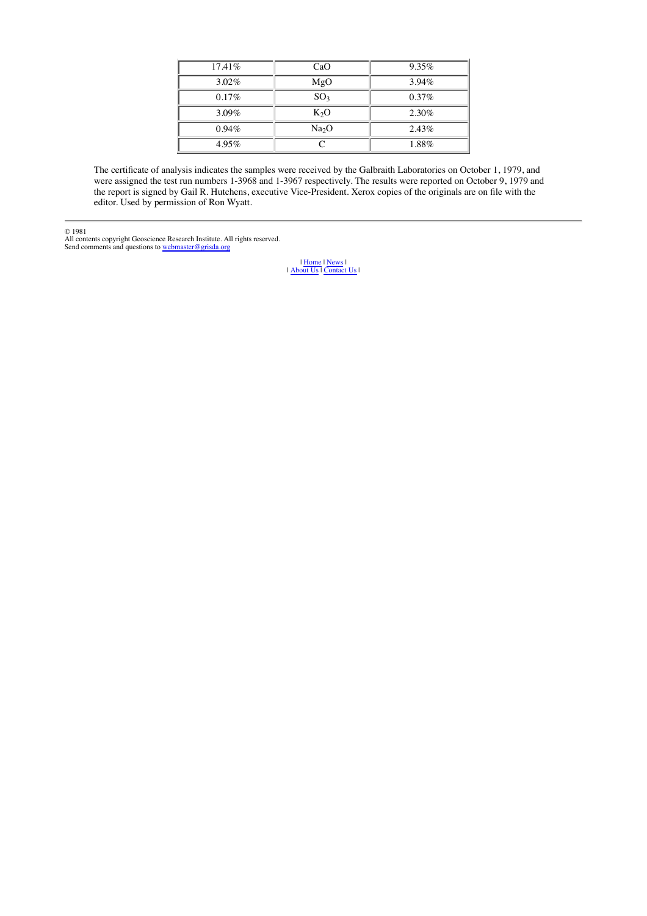| | | |
|---|---|---|
| 17.41% | CaO | 9.35% |
| 3.02% | MgO | 3.94% |
| 0.17% | $SO_3$ | 0.37% |
| 3.09% | $K_2O$ | 2.30% |
| 0.94% | $Na_2O$ | 2.43% |
| 4.95% | C | 1.88% |

The certificate of analysis indicates the samples were received by the Galbraith Laboratories on October 1, 1979, and were assigned the test run numbers 1-3968 and 1-3967 respectively. The results were reported on October 9, 1979 and the report is signed by Gail R. Hutchens, executive Vice-President. Xerox copies of the originals are on file with the editor. Used by permission of Ron Wyatt.

---

© 1981
All contents copyright Geoscience Research Institute. All rights reserved.
Send comments and questions to webmaster@grisda.org

| Home | News |
| About Us | Contact Us |